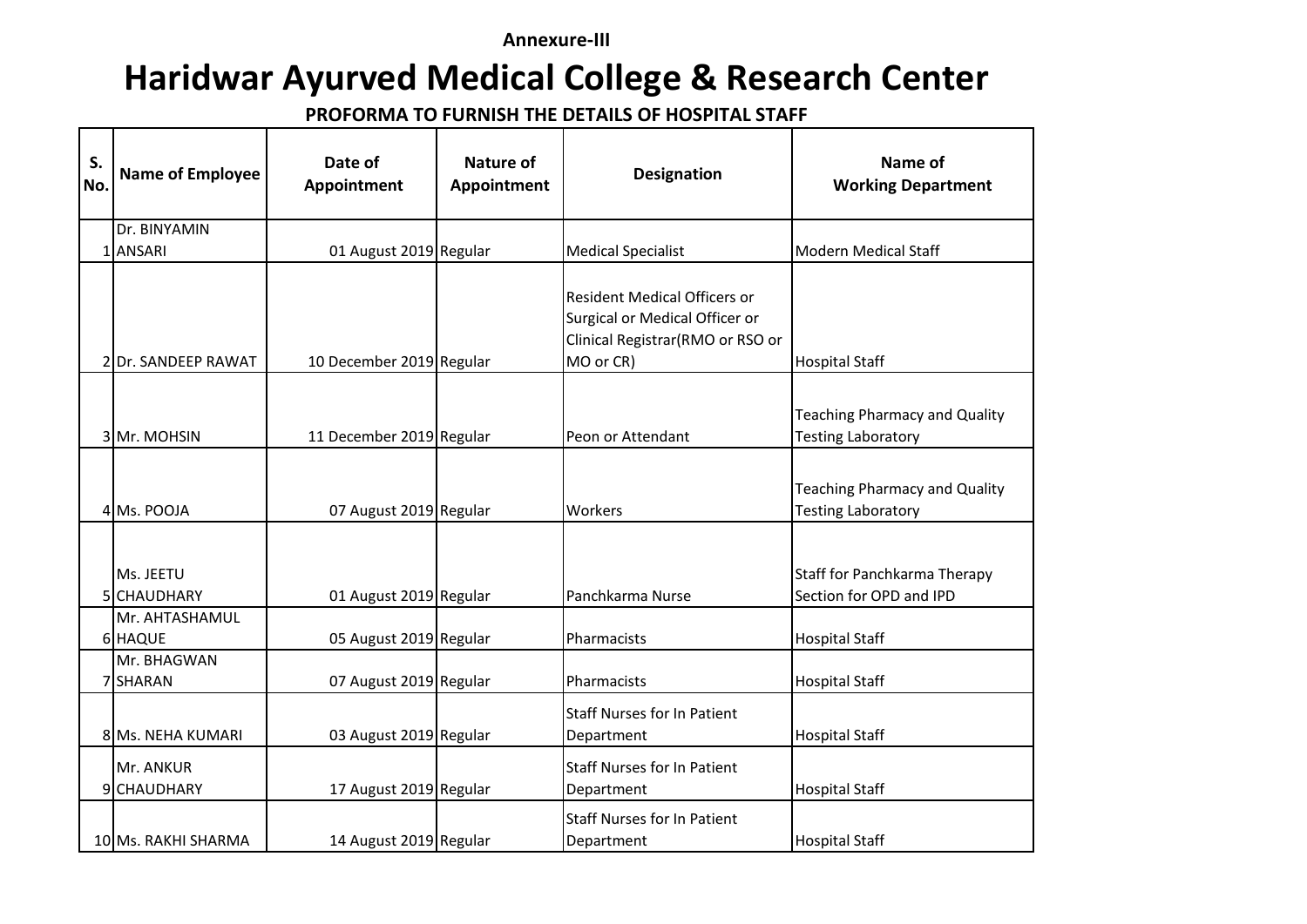**Annexure-III**

# Haridwar Ayurved Medical College & Research Center

### PROFORMA TO FURNISH THE DETAILS OF HOSPITAL STAFF

| S. No. | Name of Employee | Date of Appointment | Nature of Appointment | Designation | Name of Working Department |
|---|---|---|---|---|---|
| 1 | Dr. BINYAMIN ANSARI | 01 August 2019 | Regular | Medical Specialist | Modern Medical Staff |
| 2 | Dr. SANDEEP RAWAT | 10 December 2019 | Regular | Resident Medical Officers or Surgical or Medical Officer or Clinical Registrar(RMO or RSO or MO or CR) | Hospital Staff |
| 3 | Mr. MOHSIN | 11 December 2019 | Regular | Peon or Attendant | Teaching Pharmacy and Quality Testing Laboratory |
| 4 | Ms. POOJA | 07 August 2019 | Regular | Workers | Teaching Pharmacy and Quality Testing Laboratory |
| 5 | Ms. JEETU CHAUDHARY | 01 August 2019 | Regular | Panchkarma Nurse | Staff for Panchkarma Therapy Section for OPD and IPD |
| 6 | Mr. AHTASHAMUL HAQUE | 05 August 2019 | Regular | Pharmacists | Hospital Staff |
| 7 | Mr. BHAGWAN SHARAN | 07 August 2019 | Regular | Pharmacists | Hospital Staff |
| 8 | Ms. NEHA KUMARI | 03 August 2019 | Regular | Staff Nurses for In Patient Department | Hospital Staff |
| 9 | Mr. ANKUR CHAUDHARY | 17 August 2019 | Regular | Staff Nurses for In Patient Department | Hospital Staff |
| 10 | Ms. RAKHI SHARMA | 14 August 2019 | Regular | Staff Nurses for In Patient Department | Hospital Staff |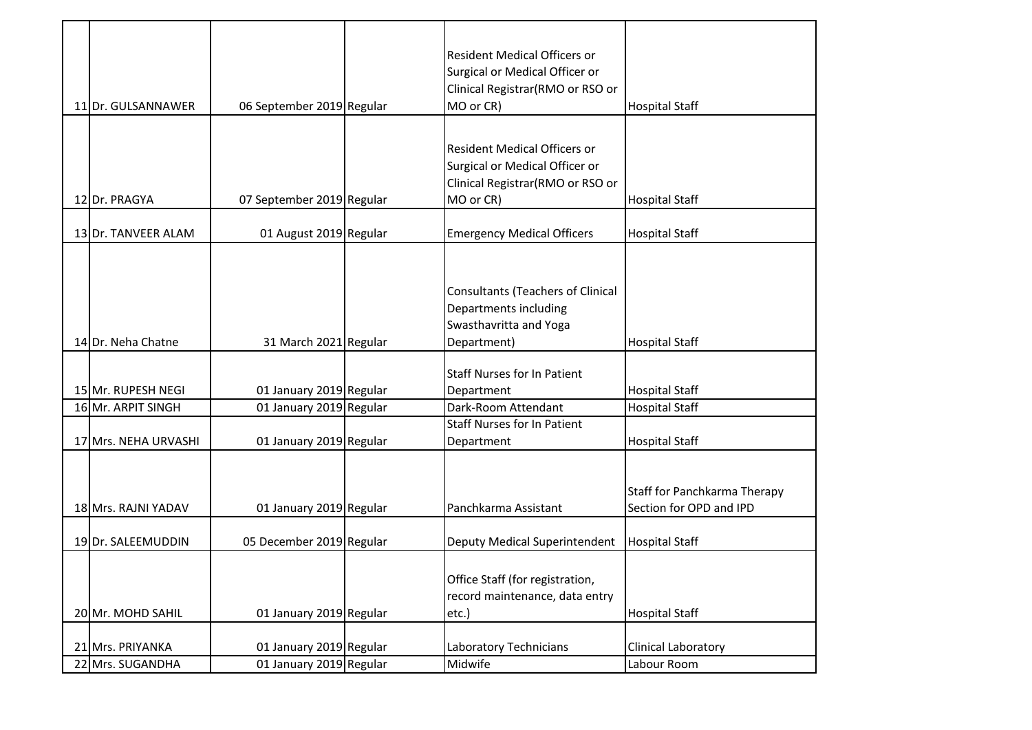| | | | | | |
|---|---|---|---|---|---|
| 11 | Dr. GULSANNAWER | 06 September 2019 | Regular | Resident Medical Officers or Surgical or Medical Officer or Clinical Registrar(RMO or RSO or MO or CR) | Hospital Staff |
| 12 | Dr. PRAGYA | 07 September 2019 | Regular | Resident Medical Officers or Surgical or Medical Officer or Clinical Registrar(RMO or RSO or MO or CR) | Hospital Staff |
| 13 | Dr. TANVEER ALAM | 01 August 2019 | Regular | Emergency Medical Officers | Hospital Staff |
| 14 | Dr. Neha Chatne | 31 March 2021 | Regular | Consultants (Teachers of Clinical Departments including Swasthavritta and Yoga Department) | Hospital Staff |
| 15 | Mr. RUPESH NEGI | 01 January 2019 | Regular | Staff Nurses for In Patient Department | Hospital Staff |
| 16 | Mr. ARPIT SINGH | 01 January 2019 | Regular | Dark-Room Attendant | Hospital Staff |
| 17 | Mrs. NEHA URVASHI | 01 January 2019 | Regular | Staff Nurses for In Patient Department | Hospital Staff |
| 18 | Mrs. RAJNI YADAV | 01 January 2019 | Regular | Panchkarma Assistant | Staff for Panchkarma Therapy Section for OPD and IPD |
| 19 | Dr. SALEEMUDDIN | 05 December 2019 | Regular | Deputy Medical Superintendent | Hospital Staff |
| 20 | Mr. MOHD SAHIL | 01 January 2019 | Regular | Office Staff (for registration, record maintenance, data entry etc.) | Hospital Staff |
| 21 | Mrs. PRIYANKA | 01 January 2019 | Regular | Laboratory Technicians | Clinical Laboratory |
| 22 | Mrs. SUGANDHA | 01 January 2019 | Regular | Midwife | Labour Room |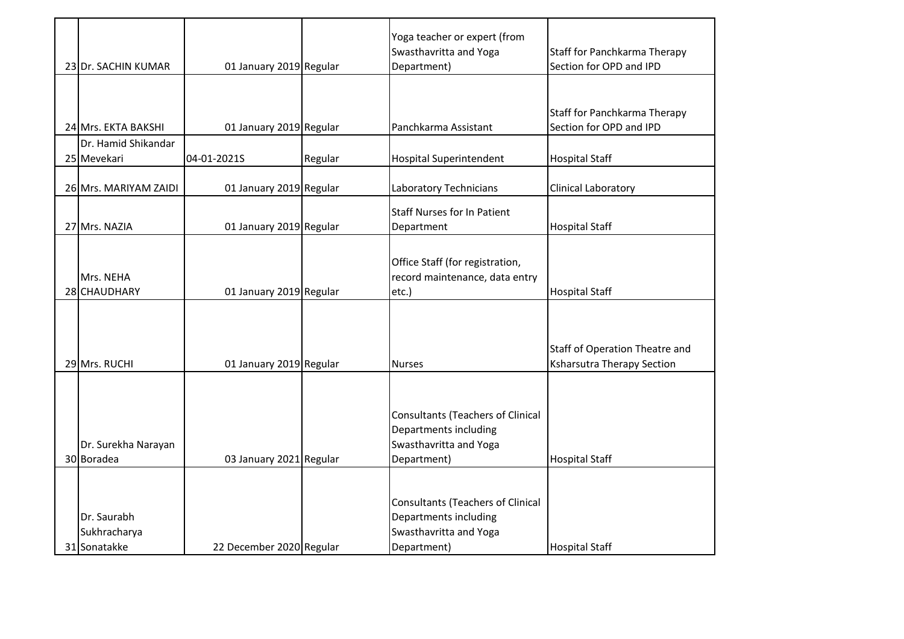| | | | | | |
|---|---|---|---|---|---|
| 23 | Dr. SACHIN KUMAR | 01 January 2019 | Regular | Yoga teacher or expert (from Swasthavritta and Yoga Department) | Staff for Panchkarma Therapy Section for OPD and IPD |
| 24 | Mrs. EKTA BAKSHI | 01 January 2019 | Regular | Panchkarma Assistant | Staff for Panchkarma Therapy Section for OPD and IPD |
| 25 | Dr. Hamid Shikandar Mevekari | 04-01-2021S | Regular | Hospital Superintendent | Hospital Staff |
| 26 | Mrs. MARIYAM ZAIDI | 01 January 2019 | Regular | Laboratory Technicians | Clinical Laboratory |
| 27 | Mrs. NAZIA | 01 January 2019 | Regular | Staff Nurses for In Patient Department | Hospital Staff |
| 28 | Mrs. NEHA CHAUDHARY | 01 January 2019 | Regular | Office Staff (for registration, record maintenance, data entry etc.) | Hospital Staff |
| 29 | Mrs. RUCHI | 01 January 2019 | Regular | Nurses | Staff of Operation Theatre and Ksharsutra Therapy Section |
| 30 | Dr. Surekha Narayan Boradea | 03 January 2021 | Regular | Consultants (Teachers of Clinical Departments including Swasthavritta and Yoga Department) | Hospital Staff |
| 31 | Dr. Saurabh Sukhracharya Sonatakke | 22 December 2020 | Regular | Consultants (Teachers of Clinical Departments including Swasthavritta and Yoga Department) | Hospital Staff |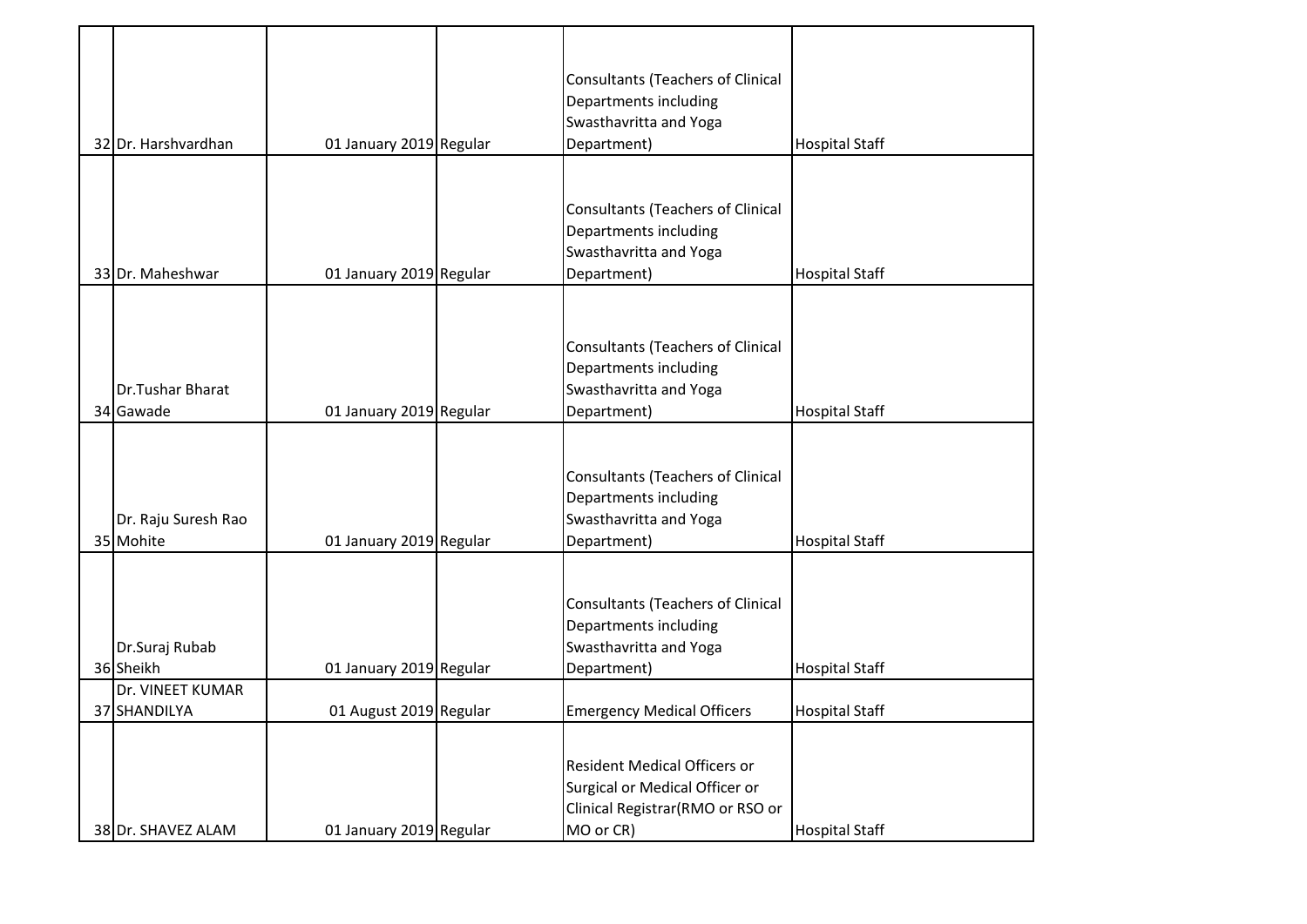| | | | | | |
|---|---|---|---|---|---|
| 32 | Dr. Harshvardhan | 01 January 2019 | Regular | Consultants (Teachers of Clinical Departments including Swasthavritta and Yoga Department) | Hospital Staff |
| 33 | Dr. Maheshwar | 01 January 2019 | Regular | Consultants (Teachers of Clinical Departments including Swasthavritta and Yoga Department) | Hospital Staff |
| 34 | Dr.Tushar Bharat Gawade | 01 January 2019 | Regular | Consultants (Teachers of Clinical Departments including Swasthavritta and Yoga Department) | Hospital Staff |
| 35 | Dr. Raju Suresh Rao Mohite | 01 January 2019 | Regular | Consultants (Teachers of Clinical Departments including Swasthavritta and Yoga Department) | Hospital Staff |
| 36 | Dr.Suraj Rubab Sheikh | 01 January 2019 | Regular | Consultants (Teachers of Clinical Departments including Swasthavritta and Yoga Department) | Hospital Staff |
| 37 | Dr. VINEET KUMAR SHANDILYA | 01 August 2019 | Regular | Emergency Medical Officers | Hospital Staff |
| 38 | Dr. SHAVEZ ALAM | 01 January 2019 | Regular | Resident Medical Officers or Surgical or Medical Officer or Clinical Registrar(RMO or RSO or MO or CR) | Hospital Staff |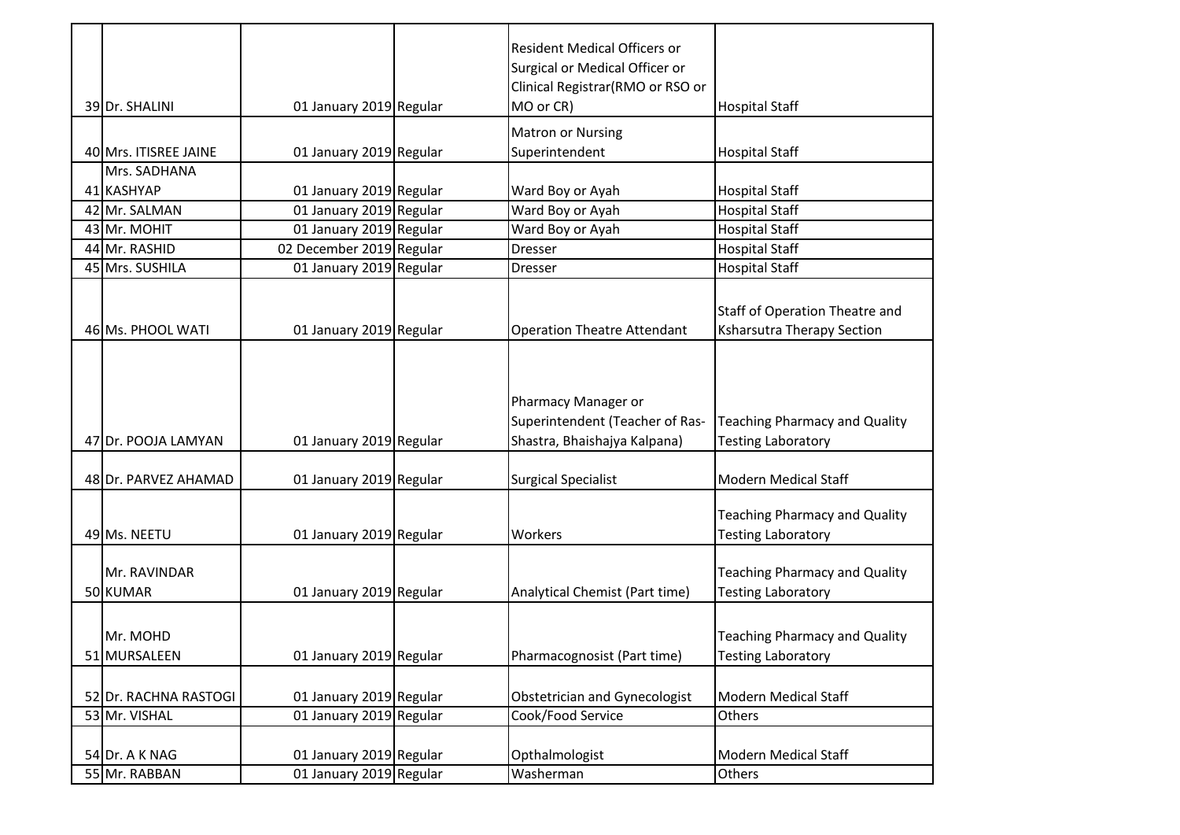| | | | | | |
|---|---|---|---|---|---|
| 39 | Dr. SHALINI | 01 January 2019 | Regular | Resident Medical Officers or Surgical or Medical Officer or Clinical Registrar(RMO or RSO or MO or CR) | Hospital Staff |
| 40 | Mrs. ITISREE JAINE | 01 January 2019 | Regular | Matron or Nursing Superintendent | Hospital Staff |
| 41 | Mrs. SADHANA KASHYAP | 01 January 2019 | Regular | Ward Boy or Ayah | Hospital Staff |
| 42 | Mr. SALMAN | 01 January 2019 | Regular | Ward Boy or Ayah | Hospital Staff |
| 43 | Mr. MOHIT | 01 January 2019 | Regular | Ward Boy or Ayah | Hospital Staff |
| 44 | Mr. RASHID | 02 December 2019 | Regular | Dresser | Hospital Staff |
| 45 | Mrs. SUSHILA | 01 January 2019 | Regular | Dresser | Hospital Staff |
| 46 | Ms. PHOOL WATI | 01 January 2019 | Regular | Operation Theatre Attendant | Staff of Operation Theatre and Ksharsutra Therapy Section |
| 47 | Dr. POOJA LAMYAN | 01 January 2019 | Regular | Pharmacy Manager or Superintendent (Teacher of Ras-Shastra, Bhaishajya Kalpana) | Teaching Pharmacy and Quality Testing Laboratory |
| 48 | Dr. PARVEZ AHAMAD | 01 January 2019 | Regular | Surgical Specialist | Modern Medical Staff |
| 49 | Ms. NEETU | 01 January 2019 | Regular | Workers | Teaching Pharmacy and Quality Testing Laboratory |
| 50 | Mr. RAVINDAR KUMAR | 01 January 2019 | Regular | Analytical Chemist (Part time) | Teaching Pharmacy and Quality Testing Laboratory |
| 51 | Mr. MOHD MURSALEEN | 01 January 2019 | Regular | Pharmacognosist (Part time) | Teaching Pharmacy and Quality Testing Laboratory |
| 52 | Dr. RACHNA RASTOGI | 01 January 2019 | Regular | Obstetrician and Gynecologist | Modern Medical Staff |
| 53 | Mr. VISHAL | 01 January 2019 | Regular | Cook/Food Service | Others |
| 54 | Dr. A K NAG | 01 January 2019 | Regular | Opthalmologist | Modern Medical Staff |
| 55 | Mr. RABBAN | 01 January 2019 | Regular | Washerman | Others |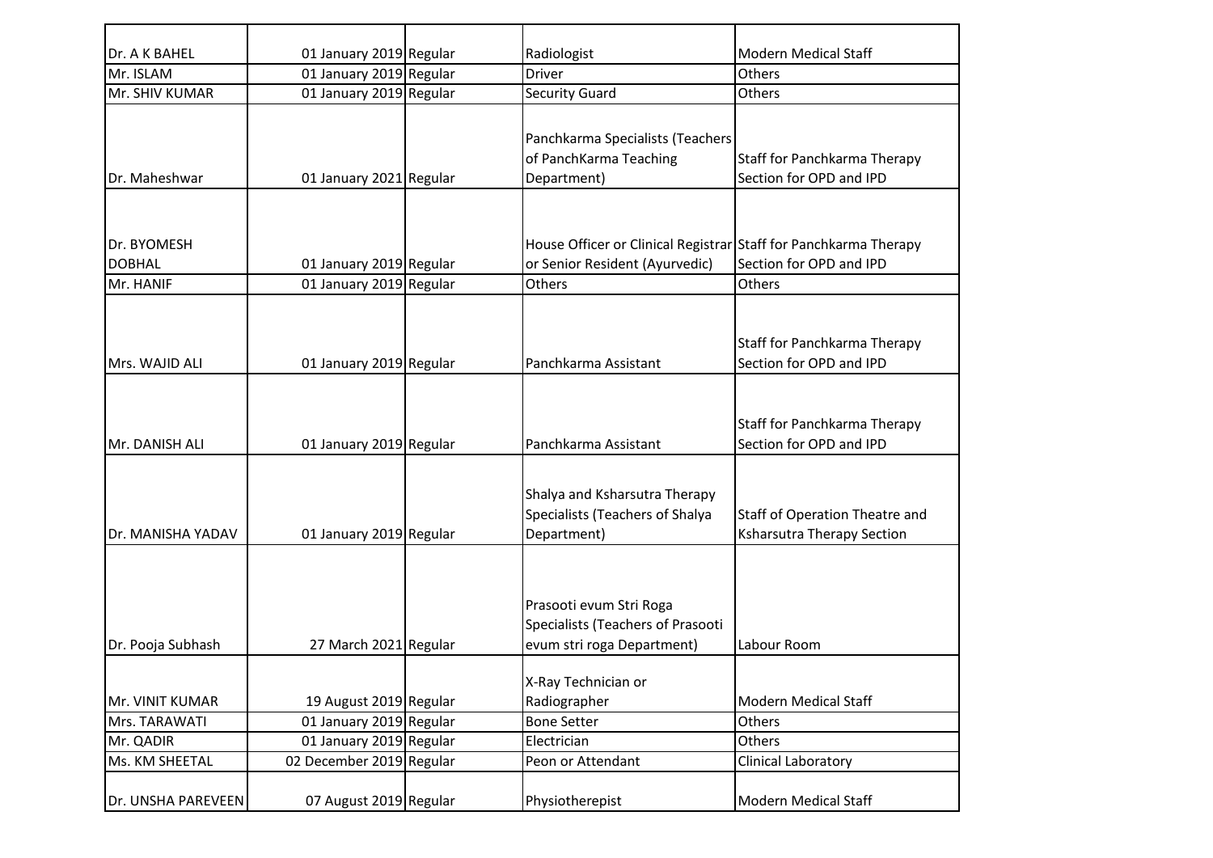| | | | | |
|---|---|---|---|---|
| Dr. A K BAHEL | 01 January 2019 | Regular | Radiologist | Modern Medical Staff |
| Mr. ISLAM | 01 January 2019 | Regular | Driver | Others |
| Mr. SHIV KUMAR | 01 January 2019 | Regular | Security Guard | Others |
| Dr. Maheshwar | 01 January 2021 | Regular | Panchkarma Specialists (Teachers of PanchKarma Teaching Department) | Staff for Panchkarma Therapy Section for OPD and IPD |
| Dr. BYOMESH DOBHAL | 01 January 2019 | Regular | House Officer or Clinical Registrar or Senior Resident (Ayurvedic) | Staff for Panchkarma Therapy Section for OPD and IPD |
| Mr. HANIF | 01 January 2019 | Regular | Others | Others |
| Mrs. WAJID ALI | 01 January 2019 | Regular | Panchkarma Assistant | Staff for Panchkarma Therapy Section for OPD and IPD |
| Mr. DANISH ALI | 01 January 2019 | Regular | Panchkarma Assistant | Staff for Panchkarma Therapy Section for OPD and IPD |
| Dr. MANISHA YADAV | 01 January 2019 | Regular | Shalya and Ksharsutra Therapy Specialists (Teachers of Shalya Department) | Staff of Operation Theatre and Ksharsutra Therapy Section |
| Dr. Pooja Subhash | 27 March 2021 | Regular | Prasooti evum Stri Roga Specialists (Teachers of Prasooti evum stri roga Department) | Labour Room |
| Mr. VINIT KUMAR | 19 August 2019 | Regular | X-Ray Technician or Radiographer | Modern Medical Staff |
| Mrs. TARAWATI | 01 January 2019 | Regular | Bone Setter | Others |
| Mr. QADIR | 01 January 2019 | Regular | Electrician | Others |
| Ms. KM SHEETAL | 02 December 2019 | Regular | Peon or Attendant | Clinical Laboratory |
| Dr. UNSHA PAREVEEN | 07 August 2019 | Regular | Physiotherepist | Modern Medical Staff |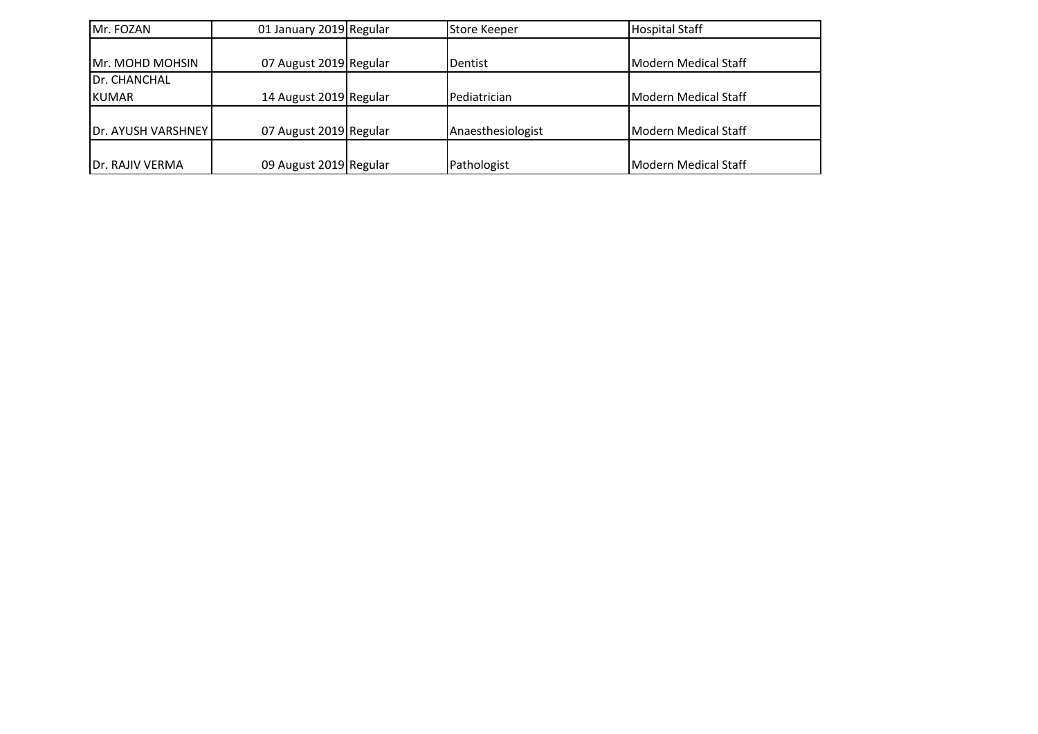| | | | | |
|---|---|---|---|---|
| Mr. FOZAN | 01 January 2019 | Regular | Store Keeper | Hospital Staff |
| Mr. MOHD MOHSIN | 07 August 2019 | Regular | Dentist | Modern Medical Staff |
| Dr. CHANCHAL KUMAR | 14 August 2019 | Regular | Pediatrician | Modern Medical Staff |
| Dr. AYUSH VARSHNEY | 07 August 2019 | Regular | Anaesthesiologist | Modern Medical Staff |
| Dr. RAJIV VERMA | 09 August 2019 | Regular | Pathologist | Modern Medical Staff |